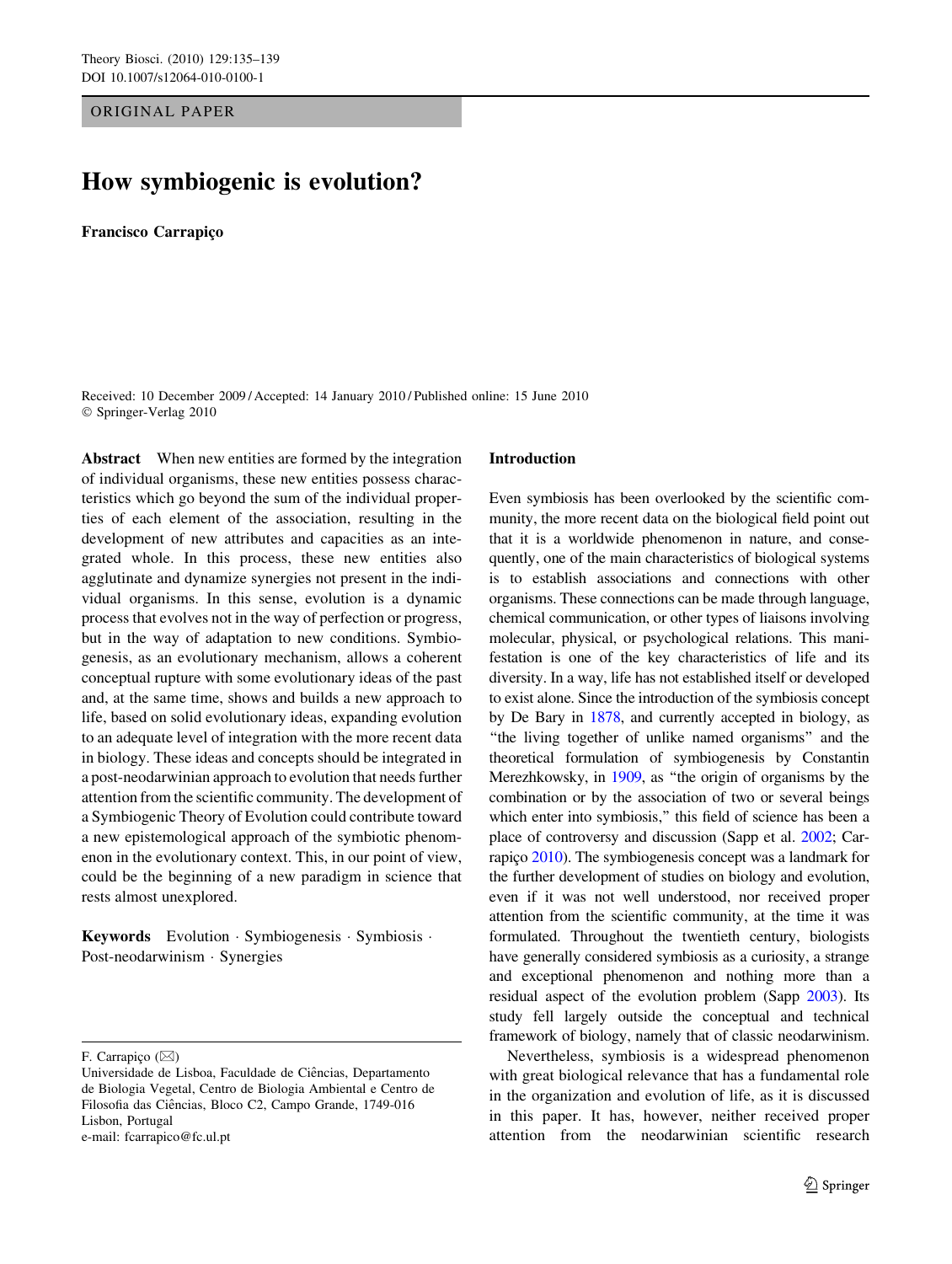ORIGINAL PAPER

# How symbiogenic is evolution?

**Francisco Carrapiço**

Received: 10 December 2009 / Accepted: 14 January 2010 / Published online: 15 June 2010
© Springer-Verlag 2010

**Abstract** When new entities are formed by the integration of individual organisms, these new entities possess characteristics which go beyond the sum of the individual properties of each element of the association, resulting in the development of new attributes and capacities as an integrated whole. In this process, these new entities also agglutinate and dynamize synergies not present in the individual organisms. In this sense, evolution is a dynamic process that evolves not in the way of perfection or progress, but in the way of adaptation to new conditions. Symbiogenesis, as an evolutionary mechanism, allows a coherent conceptual rupture with some evolutionary ideas of the past and, at the same time, shows and builds a new approach to life, based on solid evolutionary ideas, expanding evolution to an adequate level of integration with the more recent data in biology. These ideas and concepts should be integrated in a post-neodarwinian approach to evolution that needs further attention from the scientific community. The development of a Symbiogenic Theory of Evolution could contribute toward a new epistemological approach of the symbiotic phenomenon in the evolutionary context. This, in our point of view, could be the beginning of a new paradigm in science that rests almost unexplored.

**Keywords** Evolution · Symbiogenesis · Symbiosis · Post-neodarwinism · Synergies

F. Carrapiço (✉)
Universidade de Lisboa, Faculdade de Ciências, Departamento de Biologia Vegetal, Centro de Biologia Ambiental e Centro de Filosofia das Ciências, Bloco C2, Campo Grande, 1749-016 Lisbon, Portugal
e-mail: fcarrapico@fc.ul.pt

## Introduction

Even symbiosis has been overlooked by the scientific community, the more recent data on the biological field point out that it is a worldwide phenomenon in nature, and consequently, one of the main characteristics of biological systems is to establish associations and connections with other organisms. These connections can be made through language, chemical communication, or other types of liaisons involving molecular, physical, or psychological relations. This manifestation is one of the key characteristics of life and its diversity. In a way, life has not established itself or developed to exist alone. Since the introduction of the symbiosis concept by De Bary in 1878, and currently accepted in biology, as "the living together of unlike named organisms" and the theoretical formulation of symbiogenesis by Constantin Merezhkowsky, in 1909, as "the origin of organisms by the combination or by the association of two or several beings which enter into symbiosis," this field of science has been a place of controversy and discussion (Sapp et al. 2002; Carrapiço 2010). The symbiogenesis concept was a landmark for the further development of studies on biology and evolution, even if it was not well understood, nor received proper attention from the scientific community, at the time it was formulated. Throughout the twentieth century, biologists have generally considered symbiosis as a curiosity, a strange and exceptional phenomenon and nothing more than a residual aspect of the evolution problem (Sapp 2003). Its study fell largely outside the conceptual and technical framework of biology, namely that of classic neodarwinism.

Nevertheless, symbiosis is a widespread phenomenon with great biological relevance that has a fundamental role in the organization and evolution of life, as it is discussed in this paper. It has, however, neither received proper attention from the neodarwinian scientific research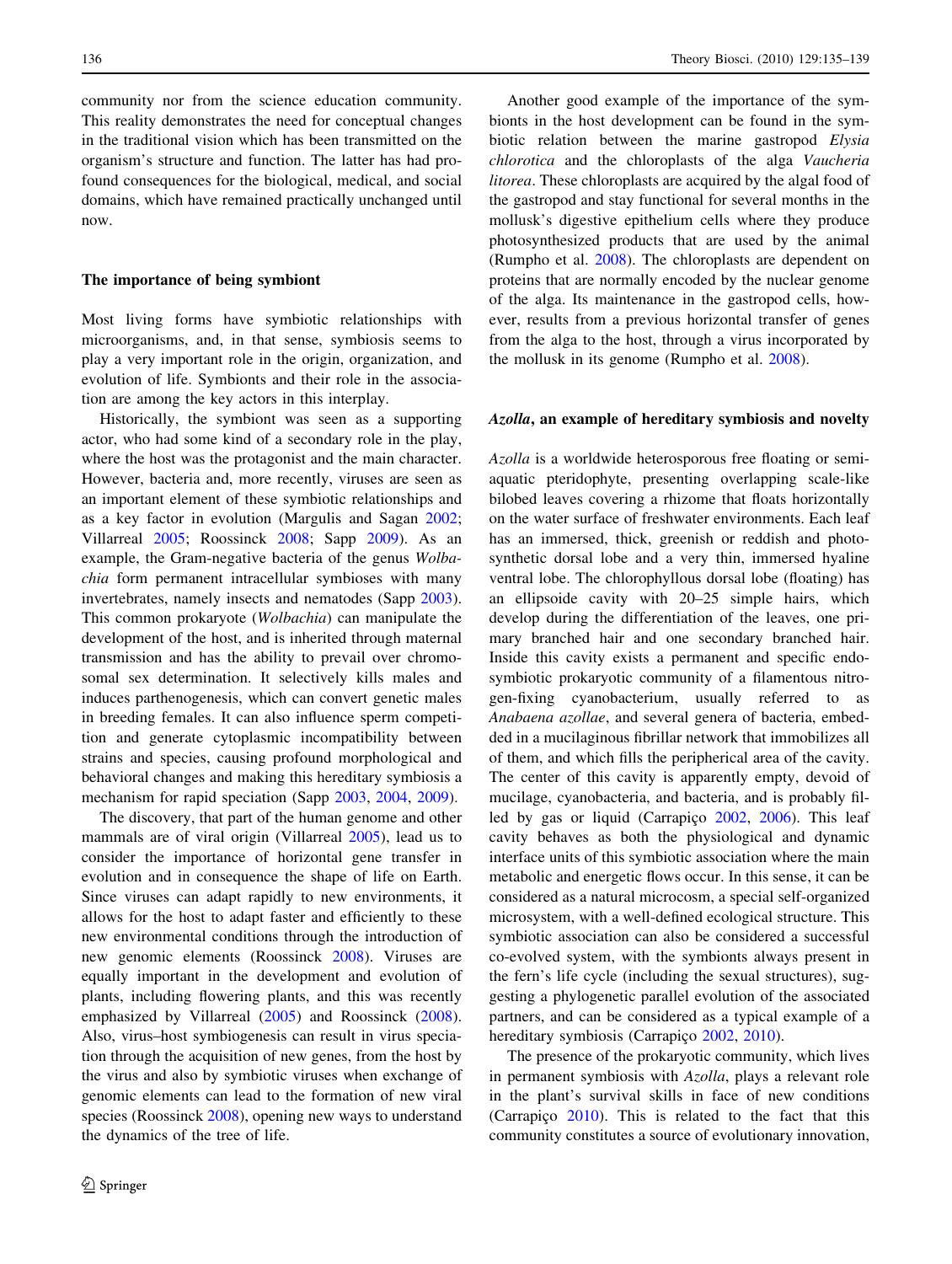community nor from the science education community. This reality demonstrates the need for conceptual changes in the traditional vision which has been transmitted on the organism's structure and function. The latter has had profound consequences for the biological, medical, and social domains, which have remained practically unchanged until now.

## The importance of being symbiont

Most living forms have symbiotic relationships with microorganisms, and, in that sense, symbiosis seems to play a very important role in the origin, organization, and evolution of life. Symbionts and their role in the association are among the key actors in this interplay.

Historically, the symbiont was seen as a supporting actor, who had some kind of a secondary role in the play, where the host was the protagonist and the main character. However, bacteria and, more recently, viruses are seen as an important element of these symbiotic relationships and as a key factor in evolution (Margulis and Sagan 2002; Villarreal 2005; Roossinck 2008; Sapp 2009). As an example, the Gram-negative bacteria of the genus *Wolbachia* form permanent intracellular symbioses with many invertebrates, namely insects and nematodes (Sapp 2003). This common prokaryote (*Wolbachia*) can manipulate the development of the host, and is inherited through maternal transmission and has the ability to prevail over chromosomal sex determination. It selectively kills males and induces parthenogenesis, which can convert genetic males in breeding females. It can also influence sperm competition and generate cytoplasmic incompatibility between strains and species, causing profound morphological and behavioral changes and making this hereditary symbiosis a mechanism for rapid speciation (Sapp 2003, 2004, 2009).

The discovery, that part of the human genome and other mammals are of viral origin (Villarreal 2005), lead us to consider the importance of horizontal gene transfer in evolution and in consequence the shape of life on Earth. Since viruses can adapt rapidly to new environments, it allows for the host to adapt faster and efficiently to these new environmental conditions through the introduction of new genomic elements (Roossinck 2008). Viruses are equally important in the development and evolution of plants, including flowering plants, and this was recently emphasized by Villarreal (2005) and Roossinck (2008). Also, virus–host symbiogenesis can result in virus speciation through the acquisition of new genes, from the host by the virus and also by symbiotic viruses when exchange of genomic elements can lead to the formation of new viral species (Roossinck 2008), opening new ways to understand the dynamics of the tree of life.

Another good example of the importance of the symbionts in the host development can be found in the symbiotic relation between the marine gastropod *Elysia chlorotica* and the chloroplasts of the alga *Vaucheria litorea*. These chloroplasts are acquired by the algal food of the gastropod and stay functional for several months in the mollusk's digestive epithelium cells where they produce photosynthesized products that are used by the animal (Rumpho et al. 2008). The chloroplasts are dependent on proteins that are normally encoded by the nuclear genome of the alga. Its maintenance in the gastropod cells, however, results from a previous horizontal transfer of genes from the alga to the host, through a virus incorporated by the mollusk in its genome (Rumpho et al. 2008).

## *Azolla*, an example of hereditary symbiosis and novelty

*Azolla* is a worldwide heterosporous free floating or semiaquatic pteridophyte, presenting overlapping scale-like bilobed leaves covering a rhizome that floats horizontally on the water surface of freshwater environments. Each leaf has an immersed, thick, greenish or reddish and photosynthetic dorsal lobe and a very thin, immersed hyaline ventral lobe. The chlorophyllous dorsal lobe (floating) has an ellipsoide cavity with 20–25 simple hairs, which develop during the differentiation of the leaves, one primary branched hair and one secondary branched hair. Inside this cavity exists a permanent and specific endosymbiotic prokaryotic community of a filamentous nitrogen-fixing cyanobacterium, usually referred to as *Anabaena azollae*, and several genera of bacteria, embedded in a mucilaginous fibrillar network that immobilizes all of them, and which fills the peripherical area of the cavity. The center of this cavity is apparently empty, devoid of mucilage, cyanobacteria, and bacteria, and is probably filled by gas or liquid (Carrapiço 2002, 2006). This leaf cavity behaves as both the physiological and dynamic interface units of this symbiotic association where the main metabolic and energetic flows occur. In this sense, it can be considered as a natural microcosm, a special self-organized microsystem, with a well-defined ecological structure. This symbiotic association can also be considered a successful co-evolved system, with the symbionts always present in the fern's life cycle (including the sexual structures), suggesting a phylogenetic parallel evolution of the associated partners, and can be considered as a typical example of a hereditary symbiosis (Carrapiço 2002, 2010).

The presence of the prokaryotic community, which lives in permanent symbiosis with *Azolla*, plays a relevant role in the plant's survival skills in face of new conditions (Carrapiço 2010). This is related to the fact that this community constitutes a source of evolutionary innovation,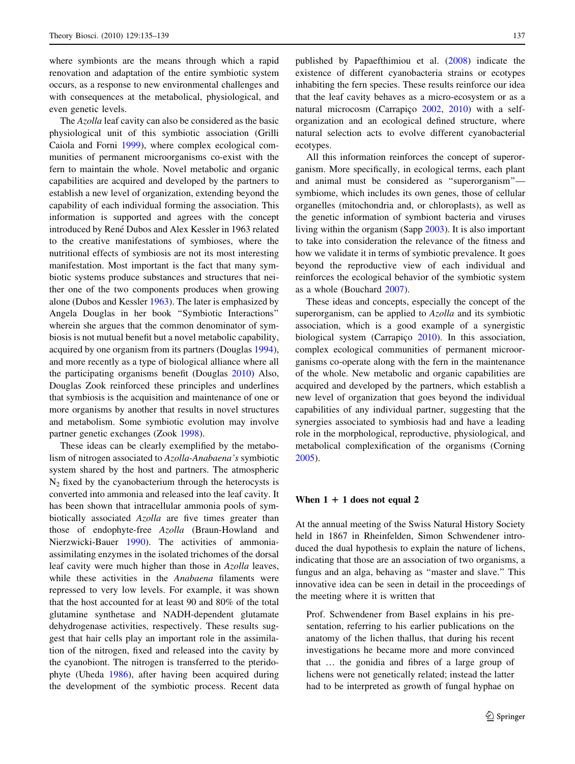where symbionts are the means through which a rapid renovation and adaptation of the entire symbiotic system occurs, as a response to new environmental challenges and with consequences at the metabolical, physiological, and even genetic levels.

The *Azolla* leaf cavity can also be considered as the basic physiological unit of this symbiotic association (Grilli Caiola and Forni 1999), where complex ecological communities of permanent microorganisms co-exist with the fern to maintain the whole. Novel metabolic and organic capabilities are acquired and developed by the partners to establish a new level of organization, extending beyond the capability of each individual forming the association. This information is supported and agrees with the concept introduced by René Dubos and Alex Kessler in 1963 related to the creative manifestations of symbioses, where the nutritional effects of symbiosis are not its most interesting manifestation. Most important is the fact that many symbiotic systems produce substances and structures that neither one of the two components produces when growing alone (Dubos and Kessler 1963). The later is emphasized by Angela Douglas in her book "Symbiotic Interactions" wherein she argues that the common denominator of symbiosis is not mutual benefit but a novel metabolic capability, acquired by one organism from its partners (Douglas 1994), and more recently as a type of biological alliance where all the participating organisms benefit (Douglas 2010) Also, Douglas Zook reinforced these principles and underlines that symbiosis is the acquisition and maintenance of one or more organisms by another that results in novel structures and metabolism. Some symbiotic evolution may involve partner genetic exchanges (Zook 1998).

These ideas can be clearly exemplified by the metabolism of nitrogen associated to *Azolla-Anabaena's* symbiotic system shared by the host and partners. The atmospheric $N_2$ fixed by the cyanobacterium through the heterocysts is converted into ammonia and released into the leaf cavity. It has been shown that intracellular ammonia pools of symbiotically associated *Azolla* are five times greater than those of endophyte-free *Azolla* (Braun-Howland and Nierzwicki-Bauer 1990). The activities of ammonia-assimilating enzymes in the isolated trichomes of the dorsal leaf cavity were much higher than those in *Azolla* leaves, while these activities in the *Anabaena* filaments were repressed to very low levels. For example, it was shown that the host accounted for at least 90 and 80% of the total glutamine synthetase and NADH-dependent glutamate dehydrogenase activities, respectively. These results suggest that hair cells play an important role in the assimilation of the nitrogen, fixed and released into the cavity by the cyanobiont. The nitrogen is transferred to the pteridophyte (Uheda 1986), after having been acquired during the development of the symbiotic process. Recent data published by Papaefthimiou et al. (2008) indicate the existence of different cyanobacteria strains or ecotypes inhabiting the fern species. These results reinforce our idea that the leaf cavity behaves as a micro-ecosystem or as a natural microcosm (Carrapiço 2002, 2010) with a self-organization and an ecological defined structure, where natural selection acts to evolve different cyanobacterial ecotypes.

All this information reinforces the concept of superorganism. More specifically, in ecological terms, each plant and animal must be considered as "superorganism"—symbiome, which includes its own genes, those of cellular organelles (mitochondria and, or chloroplasts), as well as the genetic information of symbiont bacteria and viruses living within the organism (Sapp 2003). It is also important to take into consideration the relevance of the fitness and how we validate it in terms of symbiotic prevalence. It goes beyond the reproductive view of each individual and reinforces the ecological behavior of the symbiotic system as a whole (Bouchard 2007).

These ideas and concepts, especially the concept of the superorganism, can be applied to *Azolla* and its symbiotic association, which is a good example of a synergistic biological system (Carrapiço 2010). In this association, complex ecological communities of permanent microorganisms co-operate along with the fern in the maintenance of the whole. New metabolic and organic capabilities are acquired and developed by the partners, which establish a new level of organization that goes beyond the individual capabilities of any individual partner, suggesting that the synergies associated to symbiosis had and have a leading role in the morphological, reproductive, physiological, and metabolical complexification of the organisms (Corning 2005).

## When 1 + 1 does not equal 2

At the annual meeting of the Swiss Natural History Society held in 1867 in Rheinfelden, Simon Schwendener introduced the dual hypothesis to explain the nature of lichens, indicating that those are an association of two organisms, a fungus and an alga, behaving as "master and slave." This innovative idea can be seen in detail in the proceedings of the meeting where it is written that

> Prof. Schwendener from Basel explains in his presentation, referring to his earlier publications on the anatomy of the lichen thallus, that during his recent investigations he became more and more convinced that … the gonidia and fibres of a large group of lichens were not genetically related; instead the latter had to be interpreted as growth of fungal hyphae on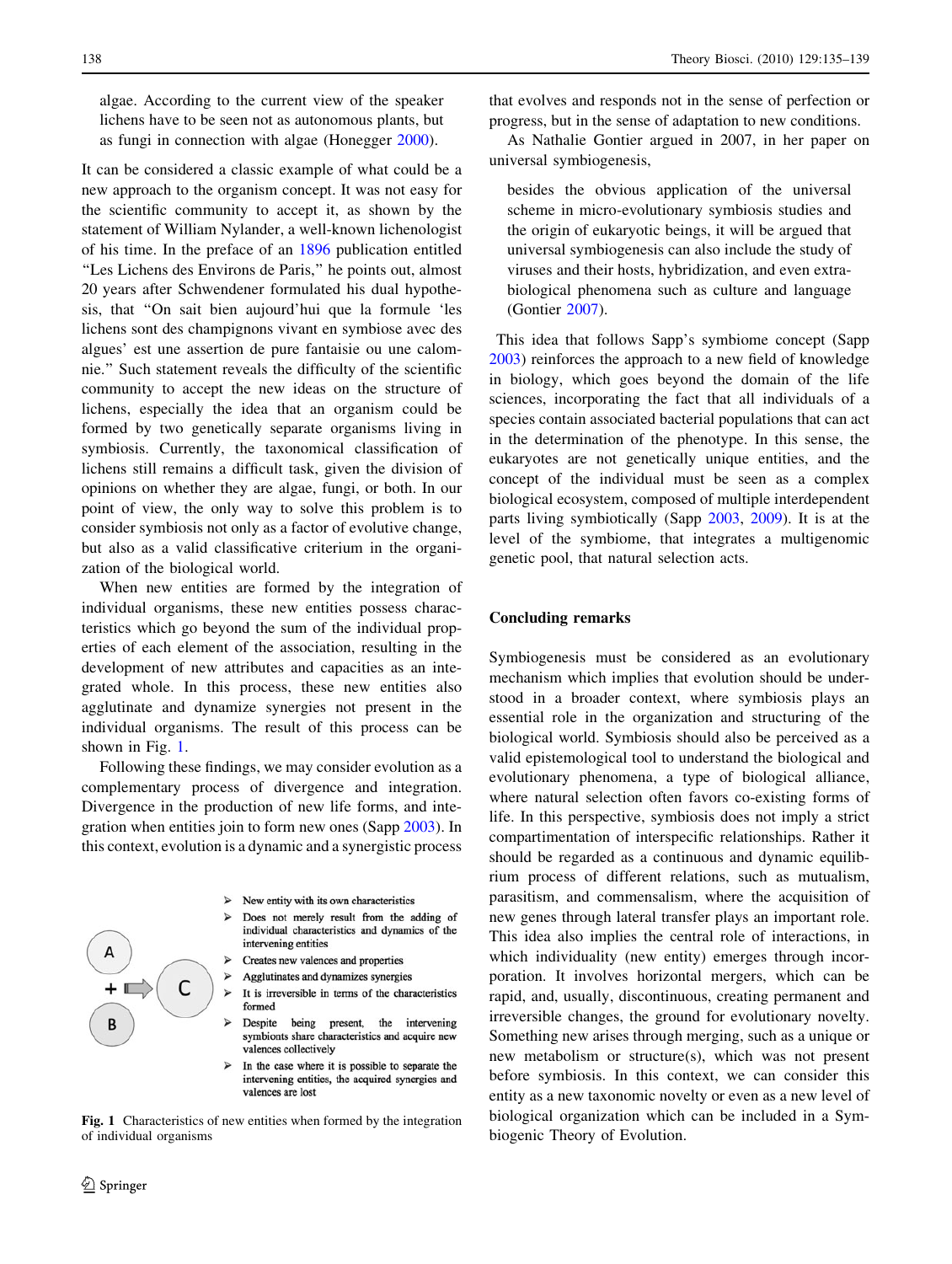algae. According to the current view of the speaker lichens have to be seen not as autonomous plants, but as fungi in connection with algae (Honegger 2000).

It can be considered a classic example of what could be a new approach to the organism concept. It was not easy for the scientific community to accept it, as shown by the statement of William Nylander, a well-known lichenologist of his time. In the preface of an 1896 publication entitled "Les Lichens des Environs de Paris," he points out, almost 20 years after Schwendener formulated his dual hypothesis, that "On sait bien aujourd'hui que la formule 'les lichens sont des champignons vivant en symbiose avec des algues' est une assertion de pure fantaisie ou une calomnie." Such statement reveals the difficulty of the scientific community to accept the new ideas on the structure of lichens, especially the idea that an organism could be formed by two genetically separate organisms living in symbiosis. Currently, the taxonomical classification of lichens still remains a difficult task, given the division of opinions on whether they are algae, fungi, or both. In our point of view, the only way to solve this problem is to consider symbiosis not only as a factor of evolutive change, but also as a valid classificative criterium in the organization of the biological world.

When new entities are formed by the integration of individual organisms, these new entities possess characteristics which go beyond the sum of the individual properties of each element of the association, resulting in the development of new attributes and capacities as an integrated whole. In this process, these new entities also agglutinate and dynamize synergies not present in the individual organisms. The result of this process can be shown in Fig. 1.

Following these findings, we may consider evolution as a complementary process of divergence and integration. Divergence in the production of new life forms, and integration when entities join to form new ones (Sapp 2003). In this context, evolution is a dynamic and a synergistic process that evolves and responds not in the sense of perfection or progress, but in the sense of adaptation to new conditions.

A

\+

B

C

- New entity with its own characteristics
- Does not merely result from the adding of individual characteristics and dynamics of the intervening entities
- Creates new valences and properties
- Agglutinates and dynamizes synergies
- It is irreversible in terms of the characteristics formed
- Despite being present, the intervening symbionts share characteristics and acquire new valences collectively
- In the case where it is possible to separate the intervening entities, the acquired synergies and valences are lost

**Fig. 1** Characteristics of new entities when formed by the integration of individual organisms

As Nathalie Gontier argued in 2007, in her paper on universal symbiogenesis,

> besides the obvious application of the universal scheme in micro-evolutionary symbiosis studies and the origin of eukaryotic beings, it will be argued that universal symbiogenesis can also include the study of viruses and their hosts, hybridization, and even extra-biological phenomena such as culture and language (Gontier 2007).

This idea that follows Sapp's symbiome concept (Sapp 2003) reinforces the approach to a new field of knowledge in biology, which goes beyond the domain of the life sciences, incorporating the fact that all individuals of a species contain associated bacterial populations that can act in the determination of the phenotype. In this sense, the eukaryotes are not genetically unique entities, and the concept of the individual must be seen as a complex biological ecosystem, composed of multiple interdependent parts living symbiotically (Sapp 2003, 2009). It is at the level of the symbiome, that integrates a multigenomic genetic pool, that natural selection acts.

## Concluding remarks

Symbiogenesis must be considered as an evolutionary mechanism which implies that evolution should be understood in a broader context, where symbiosis plays an essential role in the organization and structuring of the biological world. Symbiosis should also be perceived as a valid epistemological tool to understand the biological and evolutionary phenomena, a type of biological alliance, where natural selection often favors co-existing forms of life. In this perspective, symbiosis does not imply a strict compartimentation of interspecific relationships. Rather it should be regarded as a continuous and dynamic equilibrium process of different relations, such as mutualism, parasitism, and commensalism, where the acquisition of new genes through lateral transfer plays an important role. This idea also implies the central role of interactions, in which individuality (new entity) emerges through incorporation. It involves horizontal mergers, which can be rapid, and, usually, discontinuous, creating permanent and irreversible changes, the ground for evolutionary novelty. Something new arises through merging, such as a unique or new metabolism or structure(s), which was not present before symbiosis. In this context, we can consider this entity as a new taxonomic novelty or even as a new level of biological organization which can be included in a Symbiogenic Theory of Evolution.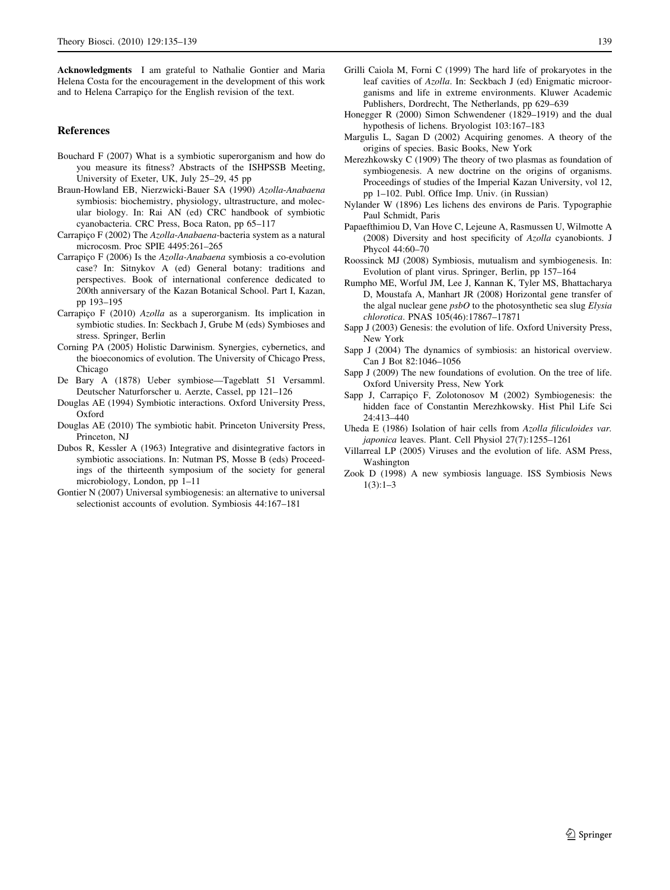**Acknowledgments** I am grateful to Nathalie Gontier and Maria Helena Costa for the encouragement in the development of this work and to Helena Carrapiço for the English revision of the text.

## References

Bouchard F (2007) What is a symbiotic superorganism and how do you measure its fitness? Abstracts of the ISHPSSB Meeting, University of Exeter, UK, July 25–29, 45 pp

Braun-Howland EB, Nierzwicki-Bauer SA (1990) *Azolla-Anabaena* symbiosis: biochemistry, physiology, ultrastructure, and molecular biology. In: Rai AN (ed) CRC handbook of symbiotic cyanobacteria. CRC Press, Boca Raton, pp 65–117

Carrapiço F (2002) The *Azolla-Anabaena*-bacteria system as a natural microcosm. Proc SPIE 4495:261–265

Carrapiço F (2006) Is the *Azolla-Anabaena* symbiosis a co-evolution case? In: Sitnykov A (ed) General botany: traditions and perspectives. Book of international conference dedicated to 200th anniversary of the Kazan Botanical School. Part I, Kazan, pp 193–195

Carrapiço F (2010) *Azolla* as a superorganism. Its implication in symbiotic studies. In: Seckbach J, Grube M (eds) Symbioses and stress. Springer, Berlin

Corning PA (2005) Holistic Darwinism. Synergies, cybernetics, and the bioeconomics of evolution. The University of Chicago Press, Chicago

De Bary A (1878) Ueber symbiose—Tageblatt 51 Versamml. Deutscher Naturforscher u. Aerzte, Cassel, pp 121–126

Douglas AE (1994) Symbiotic interactions. Oxford University Press, Oxford

Douglas AE (2010) The symbiotic habit. Princeton University Press, Princeton, NJ

Dubos R, Kessler A (1963) Integrative and disintegrative factors in symbiotic associations. In: Nutman PS, Mosse B (eds) Proceedings of the thirteenth symposium of the society for general microbiology, London, pp 1–11

Gontier N (2007) Universal symbiogenesis: an alternative to universal selectionist accounts of evolution. Symbiosis 44:167–181

Grilli Caiola M, Forni C (1999) The hard life of prokaryotes in the leaf cavities of *Azolla*. In: Seckbach J (ed) Enigmatic microorganisms and life in extreme environments. Kluwer Academic Publishers, Dordrecht, The Netherlands, pp 629–639

Honegger R (2000) Simon Schwendener (1829–1919) and the dual hypothesis of lichens. Bryologist 103:167–183

Margulis L, Sagan D (2002) Acquiring genomes. A theory of the origins of species. Basic Books, New York

Merezhkowsky C (1909) The theory of two plasmas as foundation of symbiogenesis. A new doctrine on the origins of organisms. Proceedings of studies of the Imperial Kazan University, vol 12, pp 1–102. Publ. Office Imp. Univ. (in Russian)

Nylander W (1896) Les lichens des environs de Paris. Typographie Paul Schmidt, Paris

Papaefthimiou D, Van Hove C, Lejeune A, Rasmussen U, Wilmotte A (2008) Diversity and host specificity of *Azolla* cyanobionts. J Phycol 44:60–70

Roossinck MJ (2008) Symbiosis, mutualism and symbiogenesis. In: Evolution of plant virus. Springer, Berlin, pp 157–164

Rumpho ME, Worful JM, Lee J, Kannan K, Tyler MS, Bhattacharya D, Moustafa A, Manhart JR (2008) Horizontal gene transfer of the algal nuclear gene *psbO* to the photosynthetic sea slug *Elysia chlorotica*. PNAS 105(46):17867–17871

Sapp J (2003) Genesis: the evolution of life. Oxford University Press, New York

Sapp J (2004) The dynamics of symbiosis: an historical overview. Can J Bot 82:1046–1056

Sapp J (2009) The new foundations of evolution. On the tree of life. Oxford University Press, New York

Sapp J, Carrapiço F, Zolotonosov M (2002) Symbiogenesis: the hidden face of Constantin Merezhkowsky. Hist Phil Life Sci 24:413–440

Uheda E (1986) Isolation of hair cells from *Azolla filiculoides var. japonica* leaves. Plant. Cell Physiol 27(7):1255–1261

Villarreal LP (2005) Viruses and the evolution of life. ASM Press, Washington

Zook D (1998) A new symbiosis language. ISS Symbiosis News 1(3):1–3